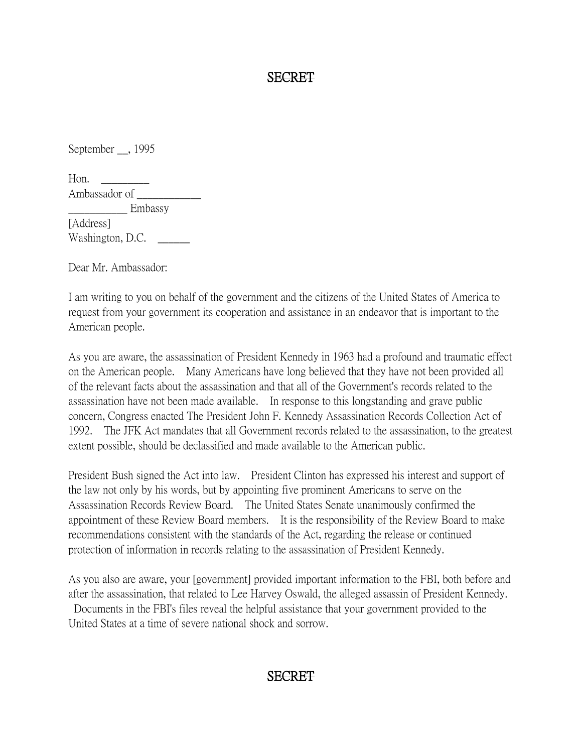SECRET

September __, 1995

Hon. _________
Ambassador of ____________
___________ Embassy
[Address]
Washington, D.C. ______

Dear Mr. Ambassador:

I am writing to you on behalf of the government and the citizens of the United States of America to request from your government its cooperation and assistance in an endeavor that is important to the American people.

As you are aware, the assassination of President Kennedy in 1963 had a profound and traumatic effect on the American people. Many Americans have long believed that they have not been provided all of the relevant facts about the assassination and that all of the Government's records related to the assassination have not been made available. In response to this longstanding and grave public concern, Congress enacted The President John F. Kennedy Assassination Records Collection Act of 1992. The JFK Act mandates that all Government records related to the assassination, to the greatest extent possible, should be declassified and made available to the American public.

President Bush signed the Act into law. President Clinton has expressed his interest and support of the law not only by his words, but by appointing five prominent Americans to serve on the Assassination Records Review Board. The United States Senate unanimously confirmed the appointment of these Review Board members. It is the responsibility of the Review Board to make recommendations consistent with the standards of the Act, regarding the release or continued protection of information in records relating to the assassination of President Kennedy.

As you also are aware, your [government] provided important information to the FBI, both before and after the assassination, that related to Lee Harvey Oswald, the alleged assassin of President Kennedy. Documents in the FBI's files reveal the helpful assistance that your government provided to the United States at a time of severe national shock and sorrow.

SECRET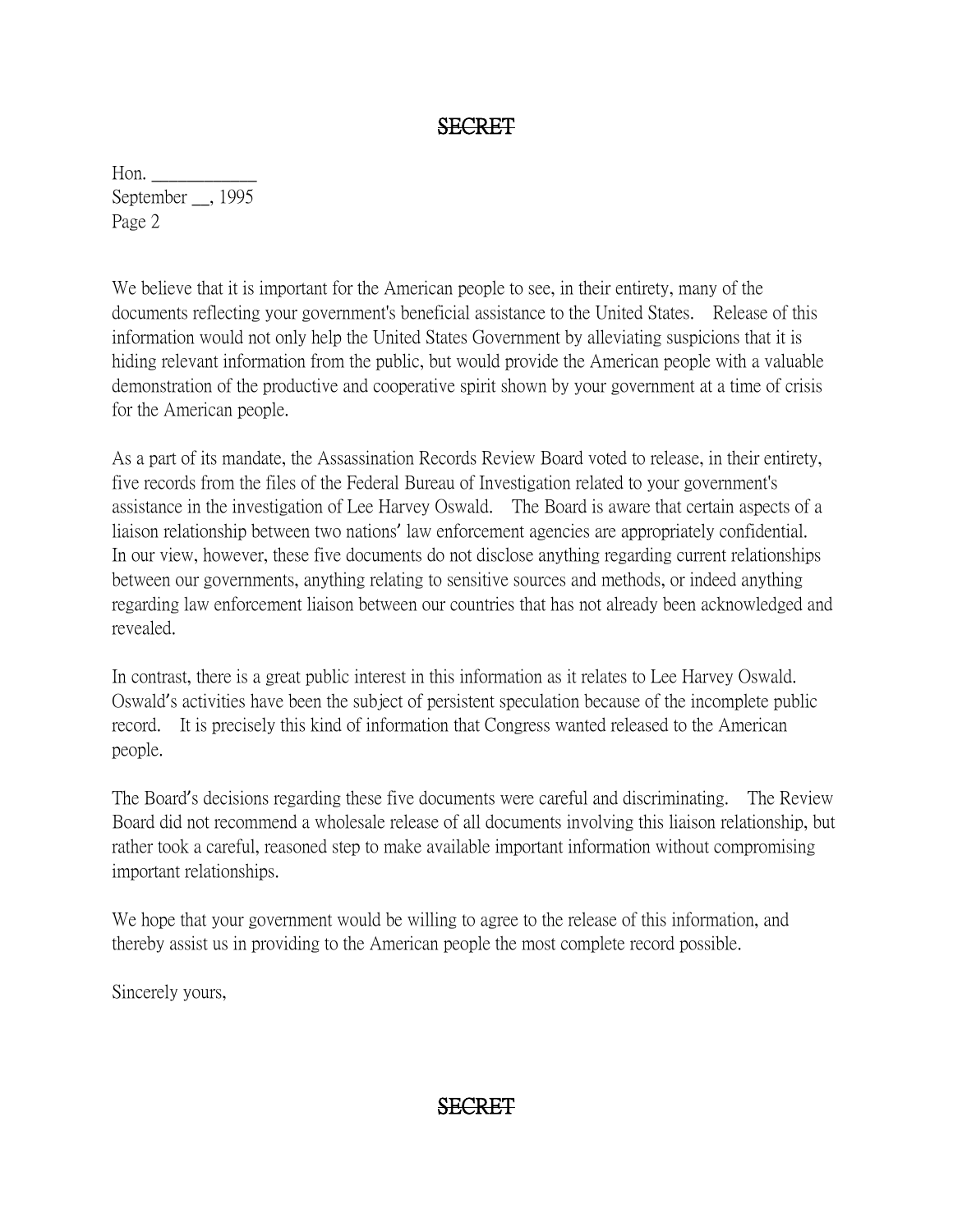~~SECRET~~

Hon. ____________
September __, 1995
Page 2

We believe that it is important for the American people to see, in their entirety, many of the documents reflecting your government's beneficial assistance to the United States. Release of this information would not only help the United States Government by alleviating suspicions that it is hiding relevant information from the public, but would provide the American people with a valuable demonstration of the productive and cooperative spirit shown by your government at a time of crisis for the American people.

As a part of its mandate, the Assassination Records Review Board voted to release, in their entirety, five records from the files of the Federal Bureau of Investigation related to your government's assistance in the investigation of Lee Harvey Oswald. The Board is aware that certain aspects of a liaison relationship between two nations' law enforcement agencies are appropriately confidential. In our view, however, these five documents do not disclose anything regarding current relationships between our governments, anything relating to sensitive sources and methods, or indeed anything regarding law enforcement liaison between our countries that has not already been acknowledged and revealed.

In contrast, there is a great public interest in this information as it relates to Lee Harvey Oswald. Oswald's activities have been the subject of persistent speculation because of the incomplete public record. It is precisely this kind of information that Congress wanted released to the American people.

The Board's decisions regarding these five documents were careful and discriminating. The Review Board did not recommend a wholesale release of all documents involving this liaison relationship, but rather took a careful, reasoned step to make available important information without compromising important relationships.

We hope that your government would be willing to agree to the release of this information, and thereby assist us in providing to the American people the most complete record possible.

Sincerely yours,

~~SECRET~~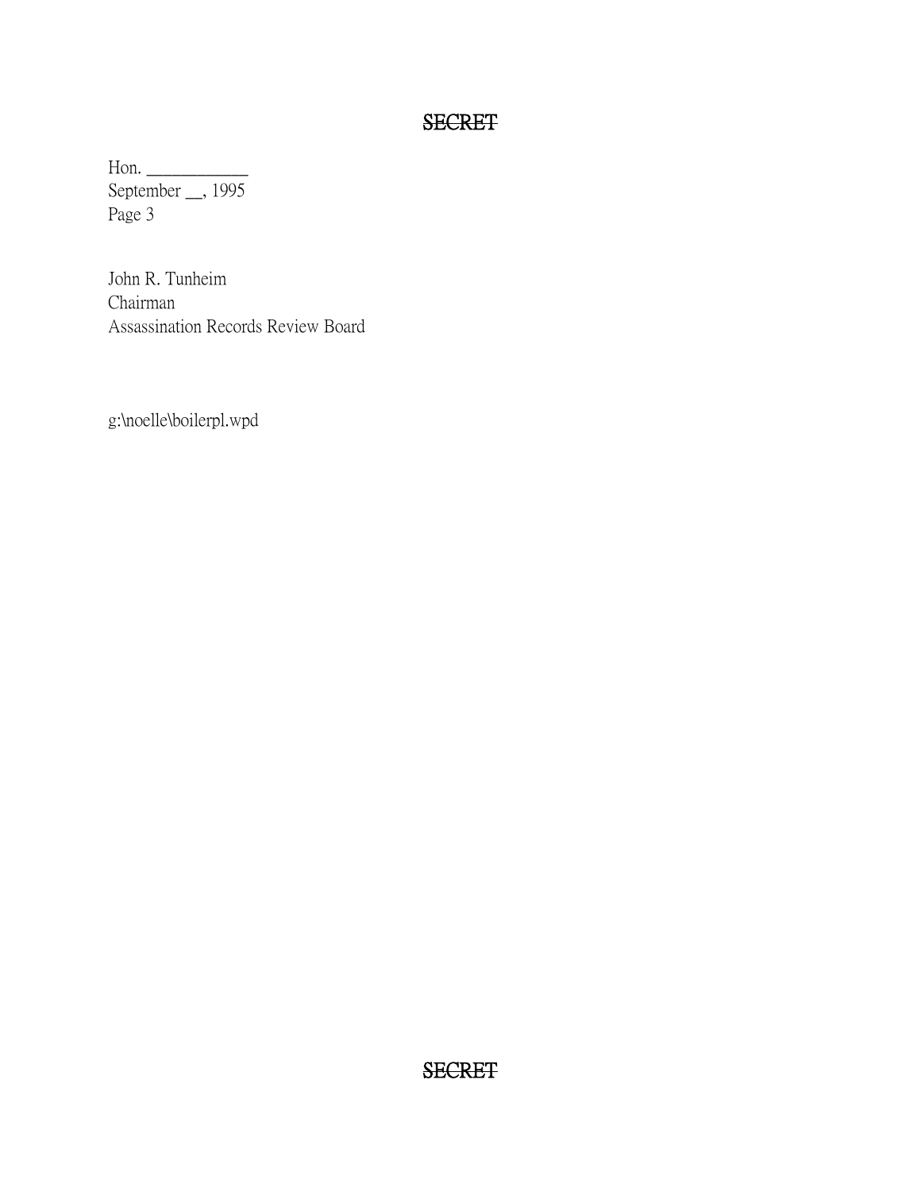John R. Tunheim
Chairman
Assassination Records Review Board

g:\noelle\boilerpl.wpd